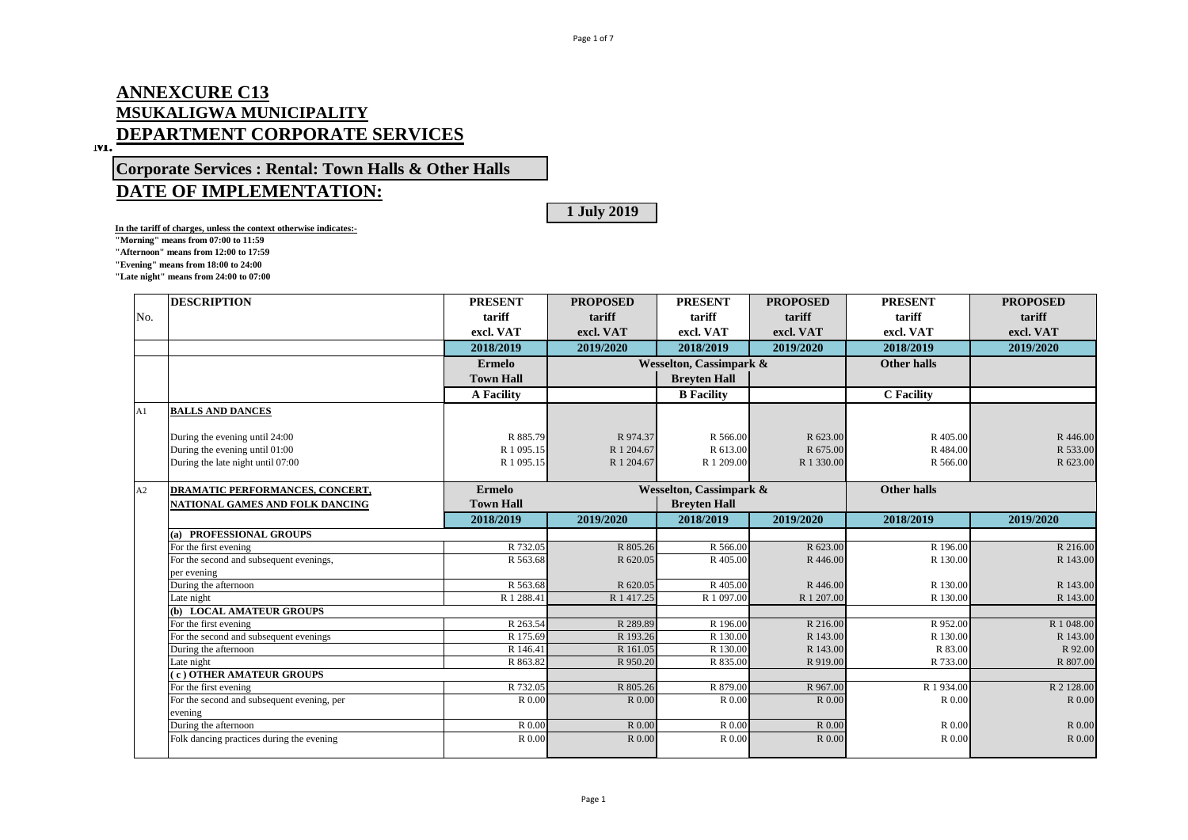# ANNEXCURE C13

# MSUKALIGWA MUNICIPALITY

# DEPARTMENT CORPORATE SERVICES

## Corporate Services : Rental: Town Halls & Other Halls

## DATE OF IMPLEMENTATION:

**1 July 2019**

**In the tariff of charges, unless the context otherwise indicates:-**

**"Morning" means from 07:00 to 11:59**

**"Afternoon" means from 12:00 to 17:59**

**"Evening" means from 18:00 to 24:00**

**"Late night" means from 24:00 to 07:00**

| No. | DESCRIPTION | PRESENT tariff excl. VAT | PROPOSED tariff excl. VAT | PRESENT tariff excl. VAT | PROPOSED tariff excl. VAT | PRESENT tariff excl. VAT | PROPOSED tariff excl. VAT |
|---|---|---|---|---|---|---|---|
| | | 2018/2019 | 2019/2020 | 2018/2019 | 2019/2020 | 2018/2019 | 2019/2020 |
| | | Ermelo Town Hall | Wesselton, Cassimpark & Breyten Hall | | | Other halls | |
| | | A Facility | | B Facility | | C Facility | |
| A1 | **BALLS AND DANCES** | | | | | | |
| | During the evening until 24:00 | R 885.79 | R 974.37 | R 566.00 | R 623.00 | R 405.00 | R 446.00 |
| | During the evening until 01:00 | R 1 095.15 | R 1 204.67 | R 613.00 | R 675.00 | R 484.00 | R 533.00 |
| | During the late night until 07:00 | R 1 095.15 | R 1 204.67 | R 1 209.00 | R 1 330.00 | R 566.00 | R 623.00 |
| A2 | **DRAMATIC PERFORMANCES, CONCERT, NATIONAL GAMES AND FOLK DANCING** | Ermelo Town Hall | | Wesselton, Cassimpark & Breyten Hall | | Other halls | |
| | | 2018/2019 | 2019/2020 | 2018/2019 | 2019/2020 | 2018/2019 | 2019/2020 |
| | **(a) PROFESSIONAL GROUPS** | | | | | | |
| | For the first evening | R 732.05 | R 805.26 | R 566.00 | R 623.00 | R 196.00 | R 216.00 |
| | For the second and subsequent evenings, per evening | R 563.68 | R 620.05 | R 405.00 | R 446.00 | R 130.00 | R 143.00 |
| | During the afternoon | R 563.68 | R 620.05 | R 405.00 | R 446.00 | R 130.00 | R 143.00 |
| | Late night | R 1 288.41 | R 1 417.25 | R 1 097.00 | R 1 207.00 | R 130.00 | R 143.00 |
| | **(b) LOCAL AMATEUR GROUPS** | | | | | | |
| | For the first evening | R 263.54 | R 289.89 | R 196.00 | R 216.00 | R 952.00 | R 1 048.00 |
| | For the second and subsequent evenings | R 175.69 | R 193.26 | R 130.00 | R 143.00 | R 130.00 | R 143.00 |
| | During the afternoon | R 146.41 | R 161.05 | R 130.00 | R 143.00 | R 83.00 | R 92.00 |
| | Late night | R 863.82 | R 950.20 | R 835.00 | R 919.00 | R 733.00 | R 807.00 |
| | **( c ) OTHER AMATEUR GROUPS** | | | | | | |
| | For the first evening | R 732.05 | R 805.26 | R 879.00 | R 967.00 | R 1 934.00 | R 2 128.00 |
| | For the second and subsequent evening, per evening | R 0.00 | R 0.00 | R 0.00 | R 0.00 | R 0.00 | R 0.00 |
| | During the afternoon | R 0.00 | R 0.00 | R 0.00 | R 0.00 | R 0.00 | R 0.00 |
| | Folk dancing practices during the evening | R 0.00 | R 0.00 | R 0.00 | R 0.00 | R 0.00 | R 0.00 |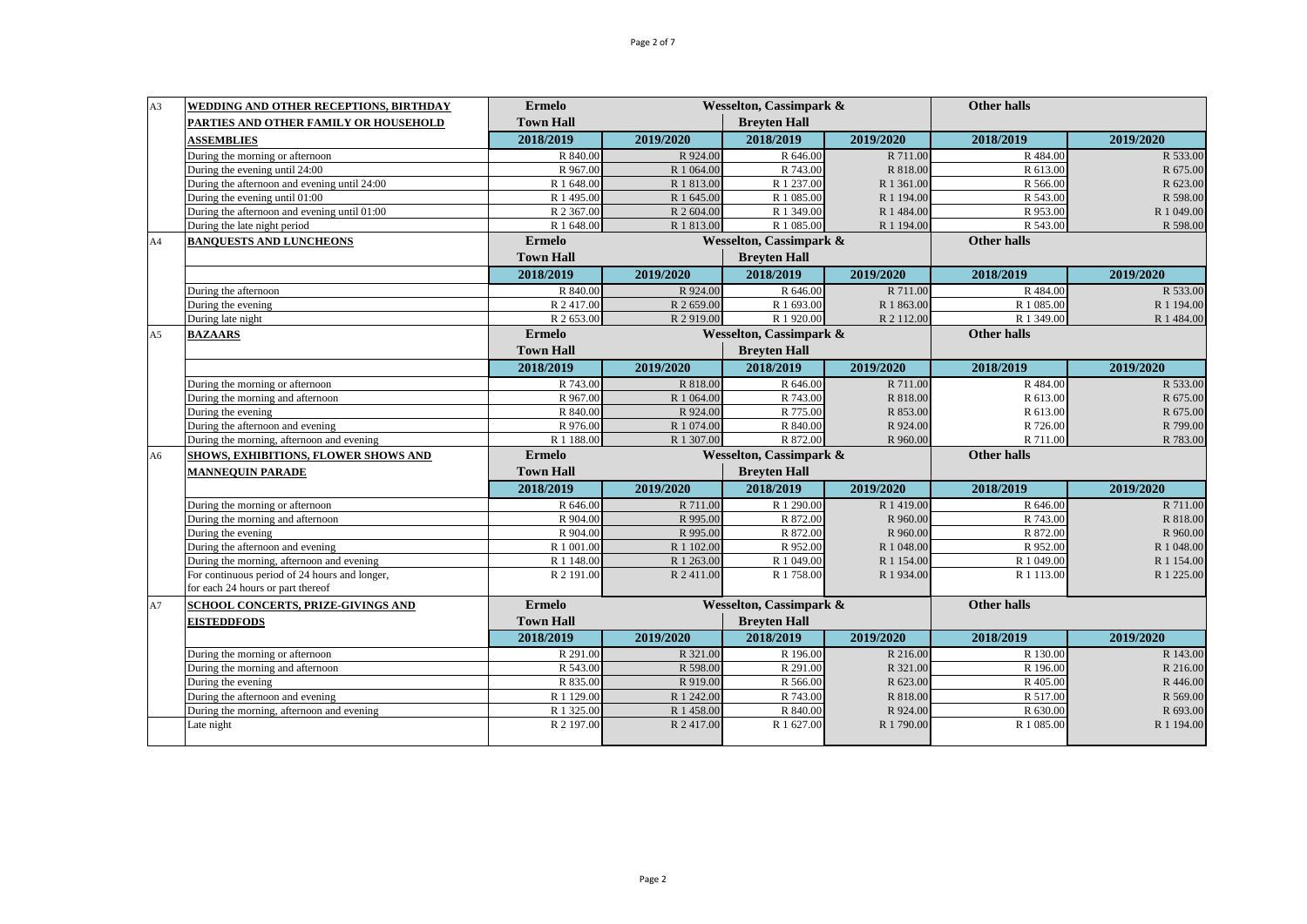| | | | | | | | |
|---|---|---|---|---|---|---|---|
| A3 | **WEDDING AND OTHER RECEPTIONS, BIRTHDAY PARTIES AND OTHER FAMILY OR HOUSEHOLD ASSEMBLIES** | **Ermelo Town Hall** | | **Wesselton, Cassimpark & Breyten Hall** | | **Other halls** | |
| | | **2018/2019** | **2019/2020** | **2018/2019** | **2019/2020** | **2018/2019** | **2019/2020** |
| | During the morning or afternoon | R 840.00 | R 924.00 | R 646.00 | R 711.00 | R 484.00 | R 533.00 |
| | During the evening until 24:00 | R 967.00 | R 1 064.00 | R 743.00 | R 818.00 | R 613.00 | R 675.00 |
| | During the afternoon and evening until 24:00 | R 1 648.00 | R 1 813.00 | R 1 237.00 | R 1 361.00 | R 566.00 | R 623.00 |
| | During the evening until 01:00 | R 1 495.00 | R 1 645.00 | R 1 085.00 | R 1 194.00 | R 543.00 | R 598.00 |
| | During the afternoon and evening until 01:00 | R 2 367.00 | R 2 604.00 | R 1 349.00 | R 1 484.00 | R 953.00 | R 1 049.00 |
| | During the late night period | R 1 648.00 | R 1 813.00 | R 1 085.00 | R 1 194.00 | R 543.00 | R 598.00 |
| A4 | **BANQUESTS AND LUNCHEONS** | **Ermelo Town Hall** | | **Wesselton, Cassimpark & Breyten Hall** | | **Other halls** | |
| | | **2018/2019** | **2019/2020** | **2018/2019** | **2019/2020** | **2018/2019** | **2019/2020** |
| | During the afternoon | R 840.00 | R 924.00 | R 646.00 | R 711.00 | R 484.00 | R 533.00 |
| | During the evening | R 2 417.00 | R 2 659.00 | R 1 693.00 | R 1 863.00 | R 1 085.00 | R 1 194.00 |
| | During late night | R 2 653.00 | R 2 919.00 | R 1 920.00 | R 2 112.00 | R 1 349.00 | R 1 484.00 |
| A5 | **BAZAARS** | **Ermelo Town Hall** | | **Wesselton, Cassimpark & Breyten Hall** | | **Other halls** | |
| | | **2018/2019** | **2019/2020** | **2018/2019** | **2019/2020** | **2018/2019** | **2019/2020** |
| | During the morning or afternoon | R 743.00 | R 818.00 | R 646.00 | R 711.00 | R 484.00 | R 533.00 |
| | During the morning and afternoon | R 967.00 | R 1 064.00 | R 743.00 | R 818.00 | R 613.00 | R 675.00 |
| | During the evening | R 840.00 | R 924.00 | R 775.00 | R 853.00 | R 613.00 | R 675.00 |
| | During the afternoon and evening | R 976.00 | R 1 074.00 | R 840.00 | R 924.00 | R 726.00 | R 799.00 |
| | During the morning, afternoon and evening | R 1 188.00 | R 1 307.00 | R 872.00 | R 960.00 | R 711.00 | R 783.00 |
| A6 | **SHOWS, EXHIBITIONS, FLOWER SHOWS AND MANNEQUIN PARADE** | **Ermelo Town Hall** | | **Wesselton, Cassimpark & Breyten Hall** | | **Other halls** | |
| | | **2018/2019** | **2019/2020** | **2018/2019** | **2019/2020** | **2018/2019** | **2019/2020** |
| | During the morning or afternoon | R 646.00 | R 711.00 | R 1 290.00 | R 1 419.00 | R 646.00 | R 711.00 |
| | During the morning and afternoon | R 904.00 | R 995.00 | R 872.00 | R 960.00 | R 743.00 | R 818.00 |
| | During the evening | R 904.00 | R 995.00 | R 872.00 | R 960.00 | R 872.00 | R 960.00 |
| | During the afternoon and evening | R 1 001.00 | R 1 102.00 | R 952.00 | R 1 048.00 | R 952.00 | R 1 048.00 |
| | During the morning, afternoon and evening | R 1 148.00 | R 1 263.00 | R 1 049.00 | R 1 154.00 | R 1 049.00 | R 1 154.00 |
| | For continuous period of 24 hours and longer, for each 24 hours or part thereof | R 2 191.00 | R 2 411.00 | R 1 758.00 | R 1 934.00 | R 1 113.00 | R 1 225.00 |
| A7 | **SCHOOL CONCERTS, PRIZE-GIVINGS AND EISTEDDFODS** | **Ermelo Town Hall** | | **Wesselton, Cassimpark & Breyten Hall** | | **Other halls** | |
| | | **2018/2019** | **2019/2020** | **2018/2019** | **2019/2020** | **2018/2019** | **2019/2020** |
| | During the morning or afternoon | R 291.00 | R 321.00 | R 196.00 | R 216.00 | R 130.00 | R 143.00 |
| | During the morning and afternoon | R 543.00 | R 598.00 | R 291.00 | R 321.00 | R 196.00 | R 216.00 |
| | During the evening | R 835.00 | R 919.00 | R 566.00 | R 623.00 | R 405.00 | R 446.00 |
| | During the afternoon and evening | R 1 129.00 | R 1 242.00 | R 743.00 | R 818.00 | R 517.00 | R 569.00 |
| | During the morning, afternoon and evening | R 1 325.00 | R 1 458.00 | R 840.00 | R 924.00 | R 630.00 | R 693.00 |
| | Late night | R 2 197.00 | R 2 417.00 | R 1 627.00 | R 1 790.00 | R 1 085.00 | R 1 194.00 |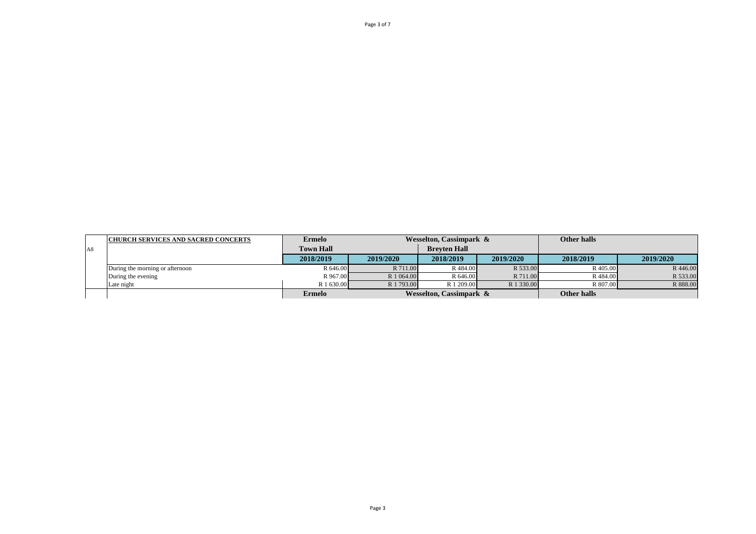| | | | | | | | |
|---|---|---|---|---|---|---|---|
| | **CHURCH SERVICES AND SACRED CONCERTS** | **Ermelo** | | **Wesselton, Cassimpark &** | | **Other halls** | |
| A8 | | **Town Hall** | | **Breyten Hall** | | | |
| | | **2018/2019** | **2019/2020** | **2018/2019** | **2019/2020** | **2018/2019** | **2019/2020** |
| | During the morning or afternoon | R 646.00 | R 711.00 | R 484.00 | R 533.00 | R 405.00 | R 446.00 |
| | During the evening | R 967.00 | R 1 064.00 | R 646.00 | R 711.00 | R 484.00 | R 533.00 |
| | Late night | R 1 630.00 | R 1 793.00 | R 1 209.00 | R 1 330.00 | R 807.00 | R 888.00 |
| | | **Ermelo** | | **Wesselton, Cassimpark &** | | **Other halls** | |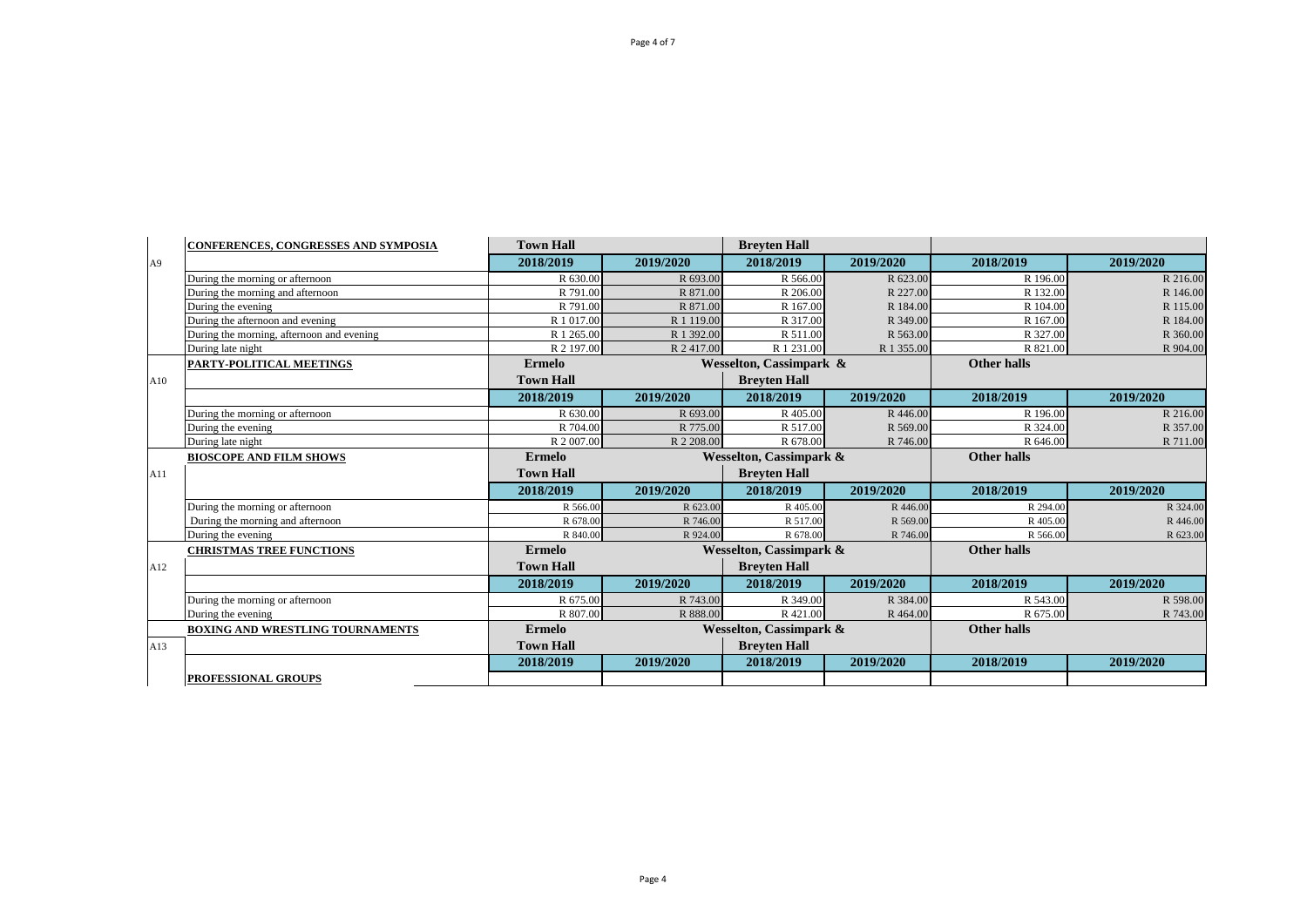| | | | | | | | |
|---|---|---|---|---|---|---|---|
| A9 | **CONFERENCES, CONGRESSES AND SYMPOSIA** | **Town Hall** | | **Breyten Hall** | | | |
| | | **2018/2019** | **2019/2020** | **2018/2019** | **2019/2020** | **2018/2019** | **2019/2020** |
| | During the morning or afternoon | R 630.00 | R 693.00 | R 566.00 | R 623.00 | R 196.00 | R 216.00 |
| | During the morning and afternoon | R 791.00 | R 871.00 | R 206.00 | R 227.00 | R 132.00 | R 146.00 |
| | During the evening | R 791.00 | R 871.00 | R 167.00 | R 184.00 | R 104.00 | R 115.00 |
| | During the afternoon and evening | R 1 017.00 | R 1 119.00 | R 317.00 | R 349.00 | R 167.00 | R 184.00 |
| | During the morning, afternoon and evening | R 1 265.00 | R 1 392.00 | R 511.00 | R 563.00 | R 327.00 | R 360.00 |
| | During late night | R 2 197.00 | R 2 417.00 | R 1 231.00 | R 1 355.00 | R 821.00 | R 904.00 |
| A10 | **PARTY-POLITICAL MEETINGS** | **Ermelo** | | **Wesselton, Cassimpark &** | | **Other halls** | |
| | | **Town Hall** | | **Breyten Hall** | | | |
| | | **2018/2019** | **2019/2020** | **2018/2019** | **2019/2020** | **2018/2019** | **2019/2020** |
| | During the morning or afternoon | R 630.00 | R 693.00 | R 405.00 | R 446.00 | R 196.00 | R 216.00 |
| | During the evening | R 704.00 | R 775.00 | R 517.00 | R 569.00 | R 324.00 | R 357.00 |
| | During late night | R 2 007.00 | R 2 208.00 | R 678.00 | R 746.00 | R 646.00 | R 711.00 |
| A11 | **BIOSCOPE AND FILM SHOWS** | **Ermelo** | | **Wesselton, Cassimpark &** | | **Other halls** | |
| | | **Town Hall** | | **Breyten Hall** | | | |
| | | **2018/2019** | **2019/2020** | **2018/2019** | **2019/2020** | **2018/2019** | **2019/2020** |
| | During the morning or afternoon | R 566.00 | R 623.00 | R 405.00 | R 446.00 | R 294.00 | R 324.00 |
| | During the morning and afternoon | R 678.00 | R 746.00 | R 517.00 | R 569.00 | R 405.00 | R 446.00 |
| | During the evening | R 840.00 | R 924.00 | R 678.00 | R 746.00 | R 566.00 | R 623.00 |
| A12 | **CHRISTMAS TREE FUNCTIONS** | **Ermelo** | | **Wesselton, Cassimpark &** | | **Other halls** | |
| | | **Town Hall** | | **Breyten Hall** | | | |
| | | **2018/2019** | **2019/2020** | **2018/2019** | **2019/2020** | **2018/2019** | **2019/2020** |
| | During the morning or afternoon | R 675.00 | R 743.00 | R 349.00 | R 384.00 | R 543.00 | R 598.00 |
| | During the evening | R 807.00 | R 888.00 | R 421.00 | R 464.00 | R 675.00 | R 743.00 |
| A13 | **BOXING AND WRESTLING TOURNAMENTS** | **Ermelo** | | **Wesselton, Cassimpark &** | | **Other halls** | |
| | | **Town Hall** | | **Breyten Hall** | | | |
| | | **2018/2019** | **2019/2020** | **2018/2019** | **2019/2020** | **2018/2019** | **2019/2020** |
| | **PROFESSIONAL GROUPS** | | | | | | |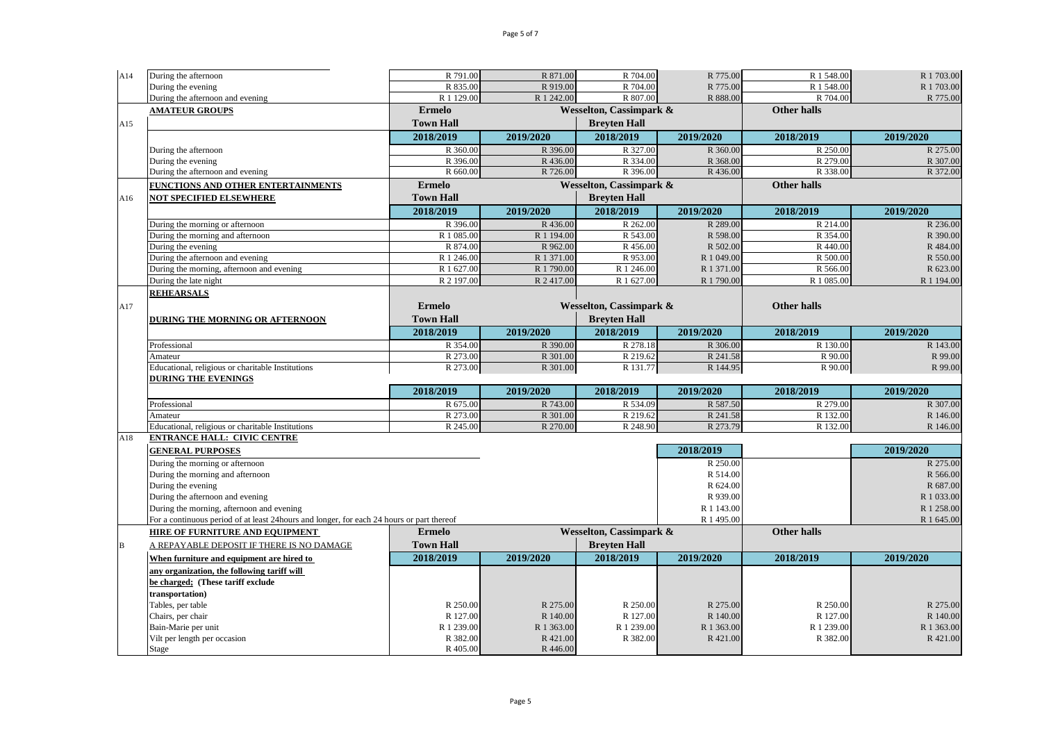| | | | | | | | |
|---|---|---|---|---|---|---|---|
| A14 | During the afternoon | R 791.00 | R 871.00 | R 704.00 | R 775.00 | R 1 548.00 | R 1 703.00 |
| | During the evening | R 835.00 | R 919.00 | R 704.00 | R 775.00 | R 1 548.00 | R 1 703.00 |
| | During the afternoon and evening | R 1 129.00 | R 1 242.00 | R 807.00 | R 888.00 | R 704.00 | R 775.00 |
| | **AMATEUR GROUPS** | **Ermelo** | | **Wesselton, Cassimpark &** | | **Other halls** | |
| A15 | | **Town Hall** | | **Breyten Hall** | | | |
| | | **2018/2019** | **2019/2020** | **2018/2019** | **2019/2020** | **2018/2019** | **2019/2020** |
| | During the afternoon | R 360.00 | R 396.00 | R 327.00 | R 360.00 | R 250.00 | R 275.00 |
| | During the evening | R 396.00 | R 436.00 | R 334.00 | R 368.00 | R 279.00 | R 307.00 |
| | During the afternoon and evening | R 660.00 | R 726.00 | R 396.00 | R 436.00 | R 338.00 | R 372.00 |
| | **FUNCTIONS AND OTHER ENTERTAINMENTS** | **Ermelo** | | **Wesselton, Cassimpark &** | | **Other halls** | |
| A16 | **NOT SPECIFIED ELSEWHERE** | **Town Hall** | | **Breyten Hall** | | | |
| | | **2018/2019** | **2019/2020** | **2018/2019** | **2019/2020** | **2018/2019** | **2019/2020** |
| | During the morning or afternoon | R 396.00 | R 436.00 | R 262.00 | R 289.00 | R 214.00 | R 236.00 |
| | During the morning and afternoon | R 1 085.00 | R 1 194.00 | R 543.00 | R 598.00 | R 354.00 | R 390.00 |
| | During the evening | R 874.00 | R 962.00 | R 456.00 | R 502.00 | R 440.00 | R 484.00 |
| | During the afternoon and evening | R 1 246.00 | R 1 371.00 | R 953.00 | R 1 049.00 | R 500.00 | R 550.00 |
| | During the morning, afternoon and evening | R 1 627.00 | R 1 790.00 | R 1 246.00 | R 1 371.00 | R 566.00 | R 623.00 |
| | During the late night | R 2 197.00 | R 2 417.00 | R 1 627.00 | R 1 790.00 | R 1 085.00 | R 1 194.00 |
| | **REHEARSALS** | | | | | | |
| A17 | | **Ermelo** | | **Wesselton, Cassimpark &** | | **Other halls** | |
| | **DURING THE MORNING OR AFTERNOON** | **Town Hall** | | **Breyten Hall** | | | |
| | | **2018/2019** | **2019/2020** | **2018/2019** | **2019/2020** | **2018/2019** | **2019/2020** |
| | Professional | R 354.00 | R 390.00 | R 278.18 | R 306.00 | R 130.00 | R 143.00 |
| | Amateur | R 273.00 | R 301.00 | R 219.62 | R 241.58 | R 90.00 | R 99.00 |
| | Educational, religious or charitable Institutions | R 273.00 | R 301.00 | R 131.77 | R 144.95 | R 90.00 | R 99.00 |
| | **DURING THE EVENINGS** | | | | | | |
| | | **2018/2019** | **2019/2020** | **2018/2019** | **2019/2020** | **2018/2019** | **2019/2020** |
| | Professional | R 675.00 | R 743.00 | R 534.09 | R 587.50 | R 279.00 | R 307.00 |
| | Amateur | R 273.00 | R 301.00 | R 219.62 | R 241.58 | R 132.00 | R 146.00 |
| | Educational, religious or charitable Institutions | R 245.00 | R 270.00 | R 248.90 | R 273.79 | R 132.00 | R 146.00 |
| A18 | **ENTRANCE HALL: CIVIC CENTRE** | | | | | | |
| | **GENERAL PURPOSES** | | | | **2018/2019** | | **2019/2020** |
| | During the morning or afternoon | | | | R 250.00 | | R 275.00 |
| | During the morning and afternoon | | | | R 514.00 | | R 566.00 |
| | During the evening | | | | R 624.00 | | R 687.00 |
| | During the afternoon and evening | | | | R 939.00 | | R 1 033.00 |
| | During the morning, afternoon and evening | | | | R 1 143.00 | | R 1 258.00 |
| | For a continuous period of at least 24hours and longer, for each 24 hours or part thereof | | | | R 1 495.00 | | R 1 645.00 |
| | **HIRE OF FURNITURE AND EQUIPMENT** | **Ermelo** | | **Wesselton, Cassimpark &** | | **Other halls** | |
| B | A REPAYABLE DEPOSIT IF THERE IS NO DAMAGE | **Town Hall** | | **Breyten Hall** | | | |
| | **When furniture and equipment are hired to any organization, the following tariff will be charged; (These tariff exclude transportation)** | **2018/2019** | **2019/2020** | **2018/2019** | **2019/2020** | **2018/2019** | **2019/2020** |
| | Tables, per table | R 250.00 | R 275.00 | R 250.00 | R 275.00 | R 250.00 | R 275.00 |
| | Chairs, per chair | R 127.00 | R 140.00 | R 127.00 | R 140.00 | R 127.00 | R 140.00 |
| | Bain-Marie per unit | R 1 239.00 | R 1 363.00 | R 1 239.00 | R 1 363.00 | R 1 239.00 | R 1 363.00 |
| | Vilt per length per occasion | R 382.00 | R 421.00 | R 382.00 | R 421.00 | R 382.00 | R 421.00 |
| | Stage | R 405.00 | R 446.00 | | | | |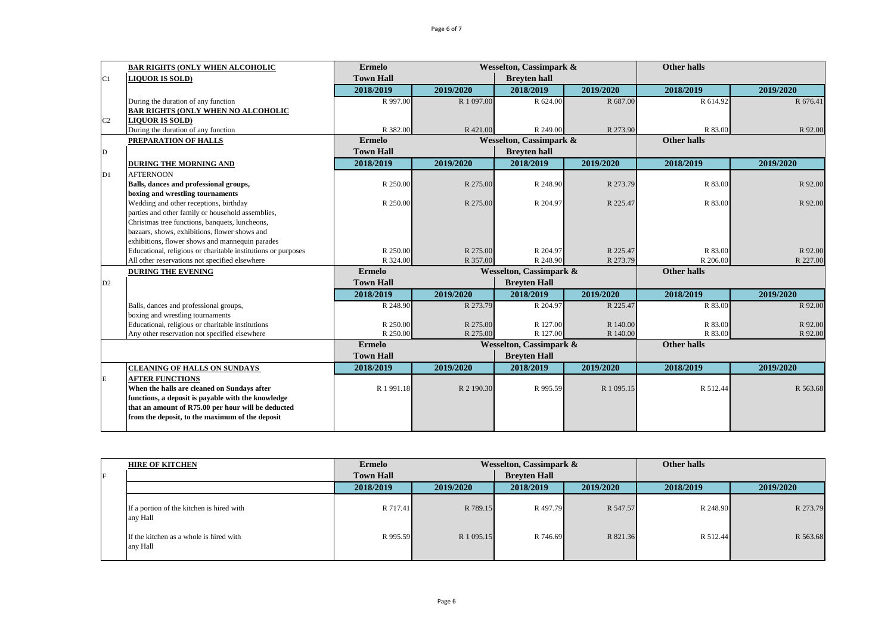| | | Ermelo Town Hall | | Wesselton, Cassimpark & Breyten hall | | Other halls | |
|---|---|---|---|---|---|---|---|
| C1 | **BAR RIGHTS (ONLY WHEN ALCOHOLIC LIQUOR IS SOLD)** | 2018/2019 | 2019/2020 | 2018/2019 | 2019/2020 | 2018/2019 | 2019/2020 |
| | During the duration of any function | R 997.00 | R 1 097.00 | R 624.00 | R 687.00 | R 614.92 | R 676.41 |
| C2 | **BAR RIGHTS (ONLY WHEN NO ALCOHOLIC LIQUOR IS SOLD)** | | | | | | |
| | During the duration of any function | R 382.00 | R 421.00 | R 249.00 | R 273.90 | R 83.00 | R 92.00 |
| D | **PREPARATION OF HALLS** | Ermelo Town Hall | | Wesselton, Cassimpark & Breyten hall | | Other halls | |
| | **DURING THE MORNING AND** | 2018/2019 | 2019/2020 | 2018/2019 | 2019/2020 | 2018/2019 | 2019/2020 |
| D1 | AFTERNOON | | | | | | |
| | **Balls, dances and professional groups, boxing and wrestling tournaments** | R 250.00 | R 275.00 | R 248.90 | R 273.79 | R 83.00 | R 92.00 |
| | Wedding and other receptions, birthday parties and other family or household assemblies, Christmas tree functions, banquets, luncheons, bazaars, shows, exhibitions, flower shows and exhibitions, flower shows and mannequin parades | R 250.00 | R 275.00 | R 204.97 | R 225.47 | R 83.00 | R 92.00 |
| | Educational, religious or charitable institutions or purposes | R 250.00 | R 275.00 | R 204.97 | R 225.47 | R 83.00 | R 92.00 |
| | All other reservations not specified elsewhere | R 324.00 | R 357.00 | R 248.90 | R 273.79 | R 206.00 | R 227.00 |
| D2 | **DURING THE EVENING** | Ermelo Town Hall | | Wesselton, Cassimpark & Breyten Hall | | Other halls | |
| | | 2018/2019 | 2019/2020 | 2018/2019 | 2019/2020 | 2018/2019 | 2019/2020 |
| | Balls, dances and professional groups, boxing and wrestling tournaments | R 248.90 | R 273.79 | R 204.97 | R 225.47 | R 83.00 | R 92.00 |
| | Educational, religious or charitable institutions | R 250.00 | R 275.00 | R 127.00 | R 140.00 | R 83.00 | R 92.00 |
| | Any other reservation not specified elsewhere | R 250.00 | R 275.00 | R 127.00 | R 140.00 | R 83.00 | R 92.00 |
| | | Ermelo Town Hall | | Wesselton, Cassimpark & Breyten Hall | | Other halls | |
| E | **CLEANING OF HALLS ON SUNDAYS AFTER FUNCTIONS** | 2018/2019 | 2019/2020 | 2018/2019 | 2019/2020 | 2018/2019 | 2019/2020 |
| | **When the halls are cleaned on Sundays after functions, a deposit is payable with the knowledge that an amount of R75.00 per hour will be deducted from the deposit, to the maximum of the deposit** | R 1 991.18 | R 2 190.30 | R 995.59 | R 1 095.15 | R 512.44 | R 563.68 |

| | | Ermelo Town Hall | | Wesselton, Cassimpark & Breyten Hall | | Other halls | |
|---|---|---|---|---|---|---|---|
| F | **HIRE OF KITCHEN** | 2018/2019 | 2019/2020 | 2018/2019 | 2019/2020 | 2018/2019 | 2019/2020 |
| | If a portion of the kitchen is hired with any Hall | R 717.41 | R 789.15 | R 497.79 | R 547.57 | R 248.90 | R 273.79 |
| | If the kitchen as a whole is hired with any Hall | R 995.59 | R 1 095.15 | R 746.69 | R 821.36 | R 512.44 | R 563.68 |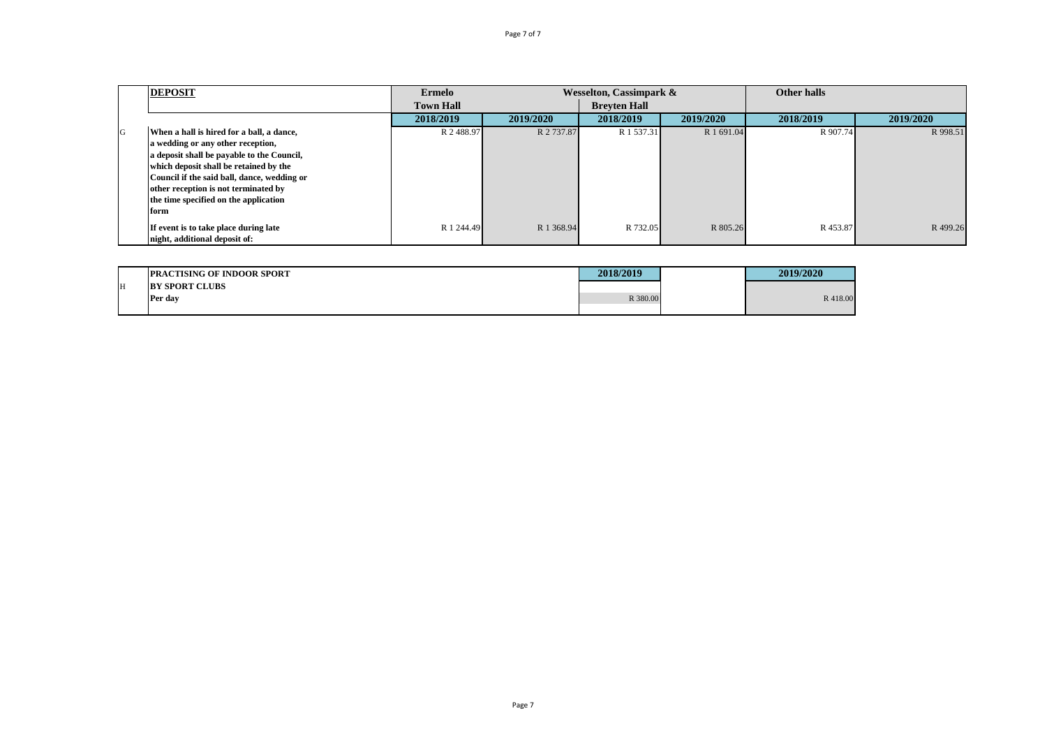| | DEPOSIT | Ermelo Town Hall | | Wesselton, Cassimpark & Breyten Hall | | Other halls | |
|---|---|---|---|---|---|---|---|
| | | 2018/2019 | 2019/2020 | 2018/2019 | 2019/2020 | 2018/2019 | 2019/2020 |
| G | When a hall is hired for a ball, a dance, a wedding or any other reception, a deposit shall be payable to the Council, which deposit shall be retained by the Council if the said ball, dance, wedding or other reception is not terminated by the time specified on the application form | R 2 488.97 | R 2 737.87 | R 1 537.31 | R 1 691.04 | R 907.74 | R 998.51 |
| | If event is to take place during late night, additional deposit of: | R 1 244.49 | R 1 368.94 | R 732.05 | R 805.26 | R 453.87 | R 499.26 |

| | PRACTISING OF INDOOR SPORT | 2018/2019 | 2019/2020 |
|---|---|---|---|
| H | BY SPORT CLUBS | | |
| | Per day | R 380.00 | R 418.00 |